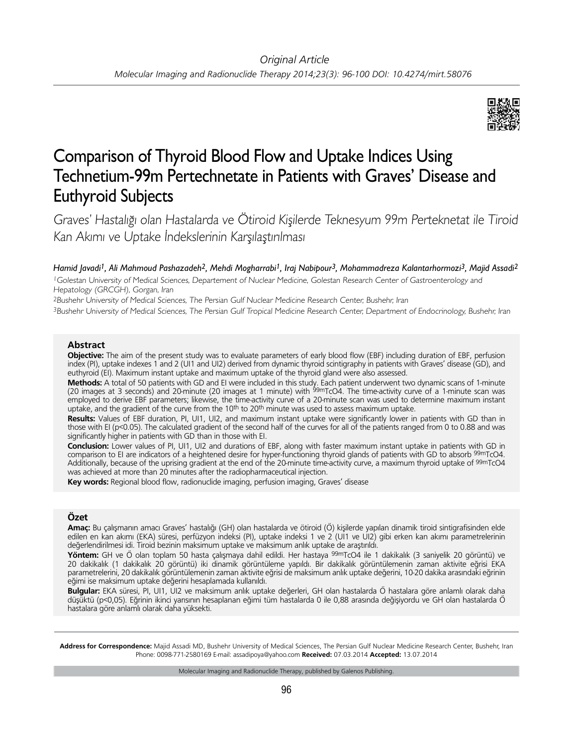*Original Article*

# Comparison of Thyroid Blood Flow and Uptake Indices Using Technetium-99m Pertechnetate in Patients with Graves' Disease and Euthyroid Subjects

*Graves' Hastalığı olan Hastalarda ve Ötiroid Kişilerde Teknesyum 99m Perteknetat ile Tiroid Kan Akımı ve Uptake İndekslerinin Karşılaştırılması*

*Hamid Javadi[1], Ali Mahmoud Pashazadeh[2], Mehdi Mogharrabi[1], Iraj Nabipour[3], Mohammadreza Kalantarhormozi[3], Majid Assadi[2]*

[1]Golestan University of Medical Sciences, Departement of Nuclear Medicine, Golestan Research Center of Gastroenterology and Hepatology (GRCGH), Gorgan, Iran

[2]Bushehr University of Medical Sciences, The Persian Gulf Nuclear Medicine Research Center, Bushehr, Iran

[3]Bushehr University of Medical Sciences, The Persian Gulf Tropical Medicine Research Center, Department of Endocrinology, Bushehr, Iran

## Abstract

**Objective:** The aim of the present study was to evaluate parameters of early blood flow (EBF) including duration of EBF, perfusion index (PI), uptake indexes 1 and 2 (UI1 and UI2) derived from dynamic thyroid scintigraphy in patients with Graves' disease (GD), and euthyroid (EI). Maximum instant uptake and maximum uptake of the thyroid gland were also assessed.

**Methods:** A total of 50 patients with GD and EI were included in this study. Each patient underwent two dynamic scans of 1-minute (20 images at 3 seconds) and 20-minute (20 images at 1 minute) with $^{99m}TcO_4$. The time-activity curve of a 1-minute scan was employed to derive EBF parameters; likewise, the time-activity curve of a 20-minute scan was used to determine maximum instant uptake, and the gradient of the curve from the 10$^{th}$ to 20$^{th}$ minute was used to assess maximum uptake.

**Results:** Values of EBF duration, PI, UI1, UI2, and maximum instant uptake were significantly lower in patients with GD than in those with EI ($p<0.05$). The calculated gradient of the second half of the curves for all of the patients ranged from 0 to 0.88 and was significantly higher in patients with GD than in those with EI.

**Conclusion:** Lower values of PI, UI1, UI2 and durations of EBF, along with faster maximum instant uptake in patients with GD in comparison to EI are indicators of a heightened desire for hyper-functioning thyroid glands of patients with GD to absorb $^{99m}TcO_4$. Additionally, because of the uprising gradient at the end of the 20-minute time-activity curve, a maximum thyroid uptake of $^{99m}TcO_4$ was achieved at more than 20 minutes after the radiopharmaceutical injection.

**Key words:** Regional blood flow, radionuclide imaging, perfusion imaging, Graves' disease

## Özet

**Amaç:** Bu çalışmanın amacı Graves' hastalığı (GH) olan hastalarda ve ötiroid (Ö) kişilerde yapılan dinamik tiroid sintigrafisinden elde edilen en kan akımı (EKA) süresi, perfüzyon indeksi (PI), uptake indeksi 1 ve 2 (UI1 ve UI2) gibi erken kan akımı parametrelerinin değerlendirilmesi idi. Tiroid bezinin maksimum uptake ve maksimum anlık uptake de araştırıldı.

**Yöntem:** GH ve Ö olan toplam 50 hasta çalışmaya dahil edildi. Her hastaya $^{99m}TcO_4$ ile 1 dakikalık (3 saniyelik 20 görüntü) ve 20 dakikalık (1 dakikalık 20 görüntü) iki dinamik görüntüleme yapıldı. Bir dakikalık görüntülemenin zaman aktivite eğrisi EKA parametrelerini, 20 dakikalık görüntülemenin zaman aktivite eğrisi de maksimum anlık uptake değerini, 10-20 dakika arasındaki eğrinin eğimi ise maksimum uptake değerini hesaplamada kullanıldı.

**Bulgular:** EKA süresi, PI, UI1, UI2 ve maksimum anlık uptake değerleri, GH olan hastalarda Ö hastalara göre anlamlı olarak daha düşüktü ($p<0,05$). Eğrinin ikinci yarısının hesaplanan eğimi tüm hastalarda 0 ile 0,88 arasında değişiyordu ve GH olan hastalarda Ö hastalara göre anlamlı olarak daha yüksekti.

**Address for Correspondence:** Majid Assadi MD, Bushehr University of Medical Sciences, The Persian Gulf Nuclear Medicine Research Center, Bushehr, Iran Phone: 0098-771-2580169 E-mail: assadipoya@yahoo.com **Received:** 07.03.2014 **Accepted:** 13.07.2014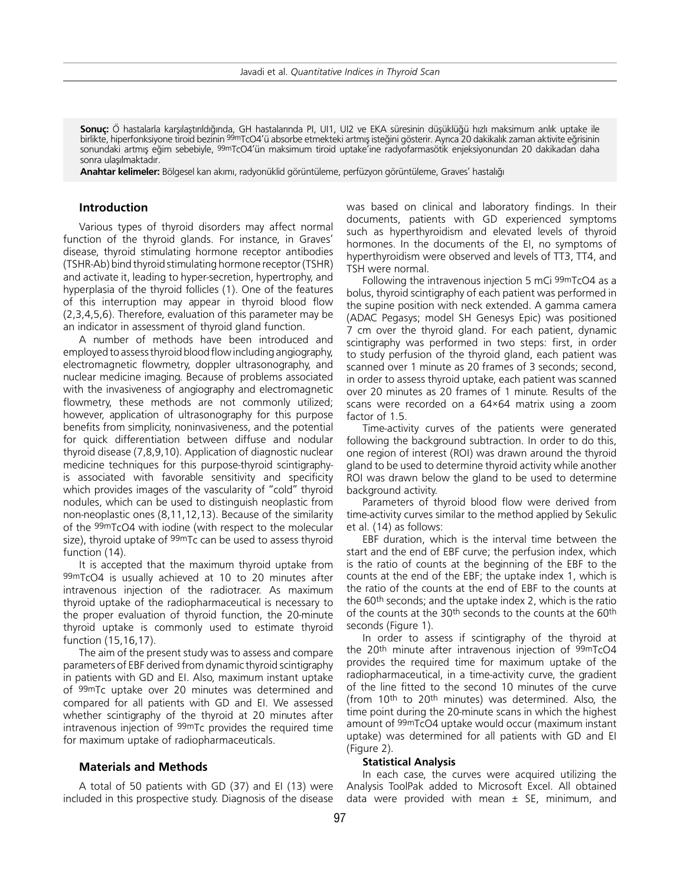**Sonuç:** Ö hastalarla karşılaştırıldığında, GH hastalarında PI, UI1, UI2 ve EKA süresinin düşüklüğü hızlı maksimum anlık uptake ile birlikte, hiperfonksiyone tiroid bezinin $^{99m}$TcO4'ü absorbe etmekteki artmış isteğini gösterir. Ayrıca 20 dakikalık zaman aktivite eğrisinin sonundaki artmış eğim sebebiyle, $^{99m}$TcO4'ün maksimum tiroid uptake'ine radyofarmasötik enjeksiyonundan 20 dakikadan daha sonra ulaşılmaktadır.

**Anahtar kelimeler:** Bölgesel kan akımı, radyonüklid görüntüleme, perfüzyon görüntüleme, Graves' hastalığı

## Introduction

Various types of thyroid disorders may affect normal function of the thyroid glands. For instance, in Graves' disease, thyroid stimulating hormone receptor antibodies (TSHR-Ab) bind thyroid stimulating hormone receptor (TSHR) and activate it, leading to hyper-secretion, hypertrophy, and hyperplasia of the thyroid follicles (1). One of the features of this interruption may appear in thyroid blood flow (2,3,4,5,6). Therefore, evaluation of this parameter may be an indicator in assessment of thyroid gland function.

A number of methods have been introduced and employed to assess thyroid blood flow including angiography, electromagnetic flowmetry, doppler ultrasonography, and nuclear medicine imaging. Because of problems associated with the invasiveness of angiography and electromagnetic flowmetry, these methods are not commonly utilized; however, application of ultrasonography for this purpose benefits from simplicity, noninvasiveness, and the potential for quick differentiation between diffuse and nodular thyroid disease (7,8,9,10). Application of diagnostic nuclear medicine techniques for this purpose-thyroid scintigraphy-is associated with favorable sensitivity and specificity which provides images of the vascularity of "cold" thyroid nodules, which can be used to distinguish neoplastic from non-neoplastic ones (8,11,12,13). Because of the similarity of the $^{99m}$TcO4 with iodine (with respect to the molecular size), thyroid uptake of $^{99m}$Tc can be used to assess thyroid function (14).

It is accepted that the maximum thyroid uptake from $^{99m}$TcO4 is usually achieved at 10 to 20 minutes after intravenous injection of the radiotracer. As maximum thyroid uptake of the radiopharmaceutical is necessary to the proper evaluation of thyroid function, the 20-minute thyroid uptake is commonly used to estimate thyroid function (15,16,17).

The aim of the present study was to assess and compare parameters of EBF derived from dynamic thyroid scintigraphy in patients with GD and EI. Also, maximum instant uptake of $^{99m}$Tc uptake over 20 minutes was determined and compared for all patients with GD and EI. We assessed whether scintigraphy of the thyroid at 20 minutes after intravenous injection of $^{99m}$Tc provides the required time for maximum uptake of radiopharmaceuticals.

## Materials and Methods

A total of 50 patients with GD (37) and EI (13) were included in this prospective study. Diagnosis of the disease was based on clinical and laboratory findings. In their documents, patients with GD experienced symptoms such as hyperthyroidism and elevated levels of thyroid hormones. In the documents of the EI, no symptoms of hyperthyroidism were observed and levels of TT3, TT4, and TSH were normal.

Following the intravenous injection 5 mCi $^{99m}$TcO4 as a bolus, thyroid scintigraphy of each patient was performed in the supine position with neck extended. A gamma camera (ADAC Pegasys; model SH Genesys Epic) was positioned 7 cm over the thyroid gland. For each patient, dynamic scintigraphy was performed in two steps: first, in order to study perfusion of the thyroid gland, each patient was scanned over 1 minute as 20 frames of 3 seconds; second, in order to assess thyroid uptake, each patient was scanned over 20 minutes as 20 frames of 1 minute. Results of the scans were recorded on a 64×64 matrix using a zoom factor of 1.5.

Time-activity curves of the patients were generated following the background subtraction. In order to do this, one region of interest (ROI) was drawn around the thyroid gland to be used to determine thyroid activity while another ROI was drawn below the gland to be used to determine background activity.

Parameters of thyroid blood flow were derived from time-activity curves similar to the method applied by Sekulic et al. (14) as follows:

EBF duration, which is the interval time between the start and the end of EBF curve; the perfusion index, which is the ratio of counts at the beginning of the EBF to the counts at the end of the EBF; the uptake index 1, which is the ratio of the counts at the end of EBF to the counts at the 60$^{th}$ seconds; and the uptake index 2, which is the ratio of the counts at the 30$^{th}$ seconds to the counts at the 60$^{th}$ seconds (Figure 1).

In order to assess if scintigraphy of the thyroid at the 20$^{th}$ minute after intravenous injection of $^{99m}$TcO4 provides the required time for maximum uptake of the radiopharmaceutical, in a time-activity curve, the gradient of the line fitted to the second 10 minutes of the curve (from 10$^{th}$ to 20$^{th}$ minutes) was determined. Also, the time point during the 20-minute scans in which the highest amount of $^{99m}$TcO4 uptake would occur (maximum instant uptake) was determined for all patients with GD and EI (Figure 2).

### Statistical Analysis

In each case, the curves were acquired utilizing the Analysis ToolPak added to Microsoft Excel. All obtained data were provided with mean ± SE, minimum, and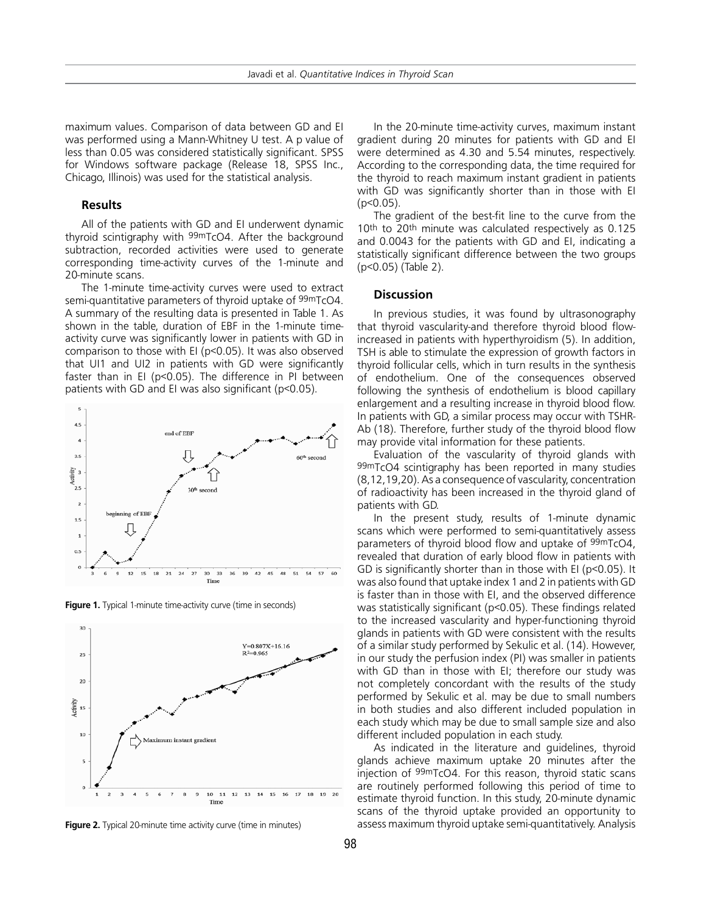maximum values. Comparison of data between GD and EI was performed using a Mann-Whitney U test. A p value of less than 0.05 was considered statistically significant. SPSS for Windows software package (Release 18, SPSS Inc., Chicago, Illinois) was used for the statistical analysis.

### Results

All of the patients with GD and EI underwent dynamic thyroid scintigraphy with $^{99m}TcO_4$. After the background subtraction, recorded activities were used to generate corresponding time-activity curves of the 1-minute and 20-minute scans.

The 1-minute time-activity curves were used to extract semi-quantitative parameters of thyroid uptake of $^{99m}TcO_4$. A summary of the resulting data is presented in Table 1. As shown in the table, duration of EBF in the 1-minute time-activity curve was significantly lower in patients with GD in comparison to those with EI ($p<0.05$). It was also observed that UI1 and UI2 in patients with GD were significantly faster than in EI ($p<0.05$). The difference in PI between patients with GD and EI was also significant ($p<0.05$).

Activity

Time

end of EBF

60th second

30th second

beginning of EBF

**Figure 1.** Typical 1-minute time-activity curve (time in seconds)

Activity

Time

Y=0.807X+16.16

R²=0.965

Maximum instant gradient

**Figure 2.** Typical 20-minute time activity curve (time in minutes)

In the 20-minute time-activity curves, maximum instant gradient during 20 minutes for patients with GD and EI were determined as 4.30 and 5.54 minutes, respectively. According to the corresponding data, the time required for the thyroid to reach maximum instant gradient in patients with GD was significantly shorter than in those with EI ($p<0.05$).

The gradient of the best-fit line to the curve from the 10th to 20th minute was calculated respectively as 0.125 and 0.0043 for the patients with GD and EI, indicating a statistically significant difference between the two groups ($p<0.05$) (Table 2).

### Discussion

In previous studies, it was found by ultrasonography that thyroid vascularity-and therefore thyroid blood flow-increased in patients with hyperthyroidism (5). In addition, TSH is able to stimulate the expression of growth factors in thyroid follicular cells, which in turn results in the synthesis of endothelium. One of the consequences observed following the synthesis of endothelium is blood capillary enlargement and a resulting increase in thyroid blood flow. In patients with GD, a similar process may occur with TSHR-Ab (18). Therefore, further study of the thyroid blood flow may provide vital information for these patients.

Evaluation of the vascularity of thyroid glands with $^{99m}TcO_4$ scintigraphy has been reported in many studies (8,12,19,20). As a consequence of vascularity, concentration of radioactivity has been increased in the thyroid gland of patients with GD.

In the present study, results of 1-minute dynamic scans which were performed to semi-quantitatively assess parameters of thyroid blood flow and uptake of $^{99m}TcO_4$, revealed that duration of early blood flow in patients with GD is significantly shorter than in those with EI ($p<0.05$). It was also found that uptake index 1 and 2 in patients with GD is faster than in those with EI, and the observed difference was statistically significant ($p<0.05$). These findings related to the increased vascularity and hyper-functioning thyroid glands in patients with GD were consistent with the results of a similar study performed by Sekulic et al. (14). However, in our study the perfusion index (PI) was smaller in patients with GD than in those with EI; therefore our study was not completely concordant with the results of the study performed by Sekulic et al. may be due to small numbers in both studies and also different included population in each study which may be due to small sample size and also different included population in each study.

As indicated in the literature and guidelines, thyroid glands achieve maximum uptake 20 minutes after the injection of $^{99m}TcO_4$. For this reason, thyroid static scans are routinely performed following this period of time to estimate thyroid function. In this study, 20-minute dynamic scans of the thyroid uptake provided an opportunity to assess maximum thyroid uptake semi-quantitatively. Analysis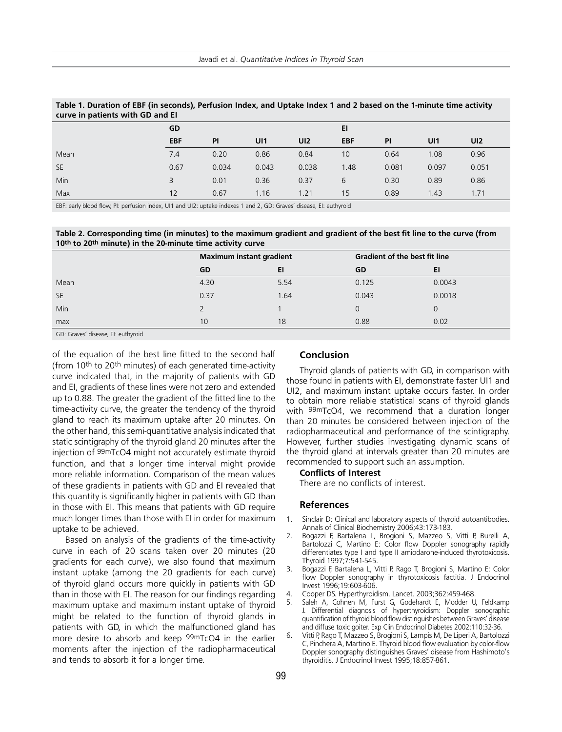**Table 1. Duration of EBF (in seconds), Perfusion Index, and Uptake Index 1 and 2 based on the 1-minute time activity curve in patients with GD and EI**

| | GD | | | | EI | | | |
|---|---|---|---|---|---|---|---|---|
| | EBF | PI | UI1 | UI2 | EBF | PI | UI1 | UI2 |
| Mean | 7.4 | 0.20 | 0.86 | 0.84 | 10 | 0.64 | 1.08 | 0.96 |
| SE | 0.67 | 0.034 | 0.043 | 0.038 | 1.48 | 0.081 | 0.097 | 0.051 |
| Min | 3 | 0.01 | 0.36 | 0.37 | 6 | 0.30 | 0.89 | 0.86 |
| Max | 12 | 0.67 | 1.16 | 1.21 | 15 | 0.89 | 1.43 | 1.71 |

EBF: early blood flow, PI: perfusion index, UI1 and UI2: uptake indexes 1 and 2, GD: Graves' disease, EI: euthyroid

**Table 2. Corresponding time (in minutes) to the maximum gradient and gradient of the best fit line to the curve (from 10th to 20th minute) in the 20-minute time activity curve**

| | Maximum instant gradient | | Gradient of the best fit line | |
|---|---|---|---|---|
| | GD | EI | GD | EI |
| Mean | 4.30 | 5.54 | 0.125 | 0.0043 |
| SE | 0.37 | 1.64 | 0.043 | 0.0018 |
| Min | 2 | 1 | 0 | 0 |
| max | 10 | 18 | 0.88 | 0.02 |

GD: Graves' disease, EI: euthyroid

of the equation of the best line fitted to the second half (from 10th to 20th minutes) of each generated time-activity curve indicated that, in the majority of patients with GD and EI, gradients of these lines were not zero and extended up to 0.88. The greater the gradient of the fitted line to the time-activity curve, the greater the tendency of the thyroid gland to reach its maximum uptake after 20 minutes. On the other hand, this semi-quantitative analysis indicated that static scintigraphy of the thyroid gland 20 minutes after the injection of $^{99m}TcO_4$ might not accurately estimate thyroid function, and that a longer time interval might provide more reliable information. Comparison of the mean values of these gradients in patients with GD and EI revealed that this quantity is significantly higher in patients with GD than in those with EI. This means that patients with GD require much longer times than those with EI in order for maximum uptake to be achieved.

Based on analysis of the gradients of the time-activity curve in each of 20 scans taken over 20 minutes (20 gradients for each curve), we also found that maximum instant uptake (among the 20 gradients for each curve) of thyroid gland occurs more quickly in patients with GD than in those with EI. The reason for our findings regarding maximum uptake and maximum instant uptake of thyroid might be related to the function of thyroid glands in patients with GD, in which the malfunctioned gland has more desire to absorb and keep $^{99m}TcO_4$ in the earlier moments after the injection of the radiopharmaceutical and tends to absorb it for a longer time.

## Conclusion

Thyroid glands of patients with GD, in comparison with those found in patients with EI, demonstrate faster UI1 and UI2, and maximum instant uptake occurs faster. In order to obtain more reliable statistical scans of thyroid glands with $^{99m}TcO_4$, we recommend that a duration longer than 20 minutes be considered between injection of the radiopharmaceutical and performance of the scintigraphy. However, further studies investigating dynamic scans of the thyroid gland at intervals greater than 20 minutes are recommended to support such an assumption.

### Conflicts of Interest

There are no conflicts of interest.

## References

1. Sinclair D: Clinical and laboratory aspects of thyroid autoantibodies. Annals of Clinical Biochemistry 2006;43:173-183.
2. Bogazzi F, Bartalena L, Brogioni S, Mazzeo S, Vitti P, Burelli A, Bartolozzi C, Martino E: Color flow Doppler sonography rapidly differentiates type I and type II amiodarone-induced thyrotoxicosis. Thyroid 1997;7:541-545.
3. Bogazzi F, Bartalena L, Vitti P, Rago T, Brogioni S, Martino E: Color flow Doppler sonography in thyrotoxicosis factitia. J Endocrinol Invest 1996;19:603-606.
4. Cooper DS. Hyperthyroidism. Lancet. 2003;362:459-468.
5. Saleh A, Cohnen M, Furst G, Godehardt E, Modder U, Feldkamp J. Differential diagnosis of hyperthyroidism: Doppler sonographic quantification of thyroid blood flow distinguishes between Graves' disease and diffuse toxic goiter. Exp Clin Endocrinol Diabetes 2002;110:32-36.
6. Vitti P, Rago T, Mazzeo S, Brogioni S, Lampis M, De Liperi A, Bartolozzi C, Pinchera A, Martino E. Thyroid blood flow evaluation by color-flow Doppler sonography distinguishes Graves' disease from Hashimoto's thyroiditis. J Endocrinol Invest 1995;18:857-861.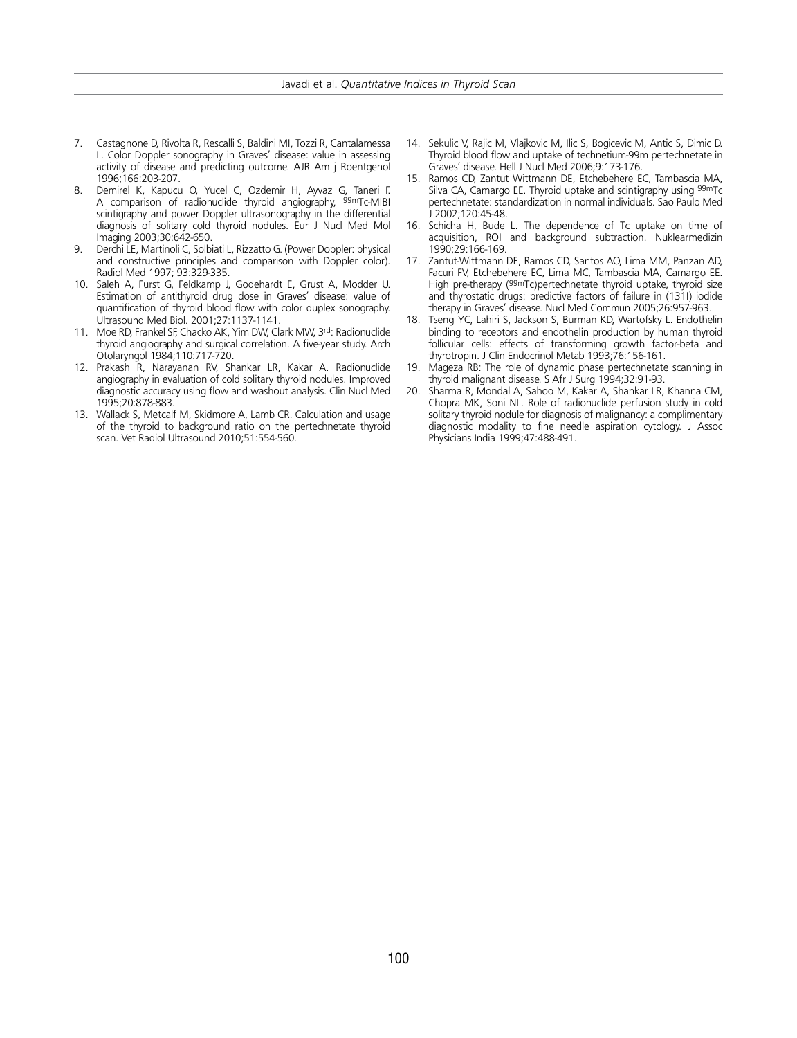7. Castagnone D, Rivolta R, Rescalli S, Baldini MI, Tozzi R, Cantalamessa L. Color Doppler sonography in Graves' disease: value in assessing activity of disease and predicting outcome. AJR Am j Roentgenol 1996;166:203-207.
8. Demirel K, Kapucu O, Yucel C, Ozdemir H, Ayvaz G, Taneri F. A comparison of radionuclide thyroid angiography, $^{99m}$Tc-MIBI scintigraphy and power Doppler ultrasonography in the differential diagnosis of solitary cold thyroid nodules. Eur J Nucl Med Mol Imaging 2003;30:642-650.
9. Derchi LE, Martinoli C, Solbiati L, Rizzatto G. (Power Doppler: physical and constructive principles and comparison with Doppler color). Radiol Med 1997; 93:329-335.
10. Saleh A, Furst G, Feldkamp J, Godehardt E, Grust A, Modder U. Estimation of antithyroid drug dose in Graves' disease: value of quantification of thyroid blood flow with color duplex sonography. Ultrasound Med Biol. 2001;27:1137-1141.
11. Moe RD, Frankel SF, Chacko AK, Yim DW, Clark MW, 3rd: Radionuclide thyroid angiography and surgical correlation. A five-year study. Arch Otolaryngol 1984;110:717-720.
12. Prakash R, Narayanan RV, Shankar LR, Kakar A. Radionuclide angiography in evaluation of cold solitary thyroid nodules. Improved diagnostic accuracy using flow and washout analysis. Clin Nucl Med 1995;20:878-883.
13. Wallack S, Metcalf M, Skidmore A, Lamb CR. Calculation and usage of the thyroid to background ratio on the pertechnetate thyroid scan. Vet Radiol Ultrasound 2010;51:554-560.
14. Sekulic V, Rajic M, Vlajkovic M, Ilic S, Bogicevic M, Antic S, Dimic D. Thyroid blood flow and uptake of technetium-99m pertechnetate in Graves' disease. Hell J Nucl Med 2006;9:173-176.
15. Ramos CD, Zantut Wittmann DE, Etchebehere EC, Tambascia MA, Silva CA, Camargo EE. Thyroid uptake and scintigraphy using $^{99m}$Tc pertechnetate: standardization in normal individuals. Sao Paulo Med J 2002;120:45-48.
16. Schicha H, Bude L. The dependence of Tc uptake on time of acquisition, ROI and background subtraction. Nuklearmedizin 1990;29:166-169.
17. Zantut-Wittmann DE, Ramos CD, Santos AO, Lima MM, Panzan AD, Facuri FV, Etchebehere EC, Lima MC, Tambascia MA, Camargo EE. High pre-therapy ($^{99m}$Tc)pertechnetate thyroid uptake, thyroid size and thyrostatic drugs: predictive factors of failure in (131I) iodide therapy in Graves' disease. Nucl Med Commun 2005;26:957-963.
18. Tseng YC, Lahiri S, Jackson S, Burman KD, Wartofsky L. Endothelin binding to receptors and endothelin production by human thyroid follicular cells: effects of transforming growth factor-beta and thyrotropin. J Clin Endocrinol Metab 1993;76:156-161.
19. Mageza RB: The role of dynamic phase pertechnetate scanning in thyroid malignant disease. S Afr J Surg 1994;32:91-93.
20. Sharma R, Mondal A, Sahoo M, Kakar A, Shankar LR, Khanna CM, Chopra MK, Soni NL. Role of radionuclide perfusion study in cold solitary thyroid nodule for diagnosis of malignancy: a complimentary diagnostic modality to fine needle aspiration cytology. J Assoc Physicians India 1999;47:488-491.